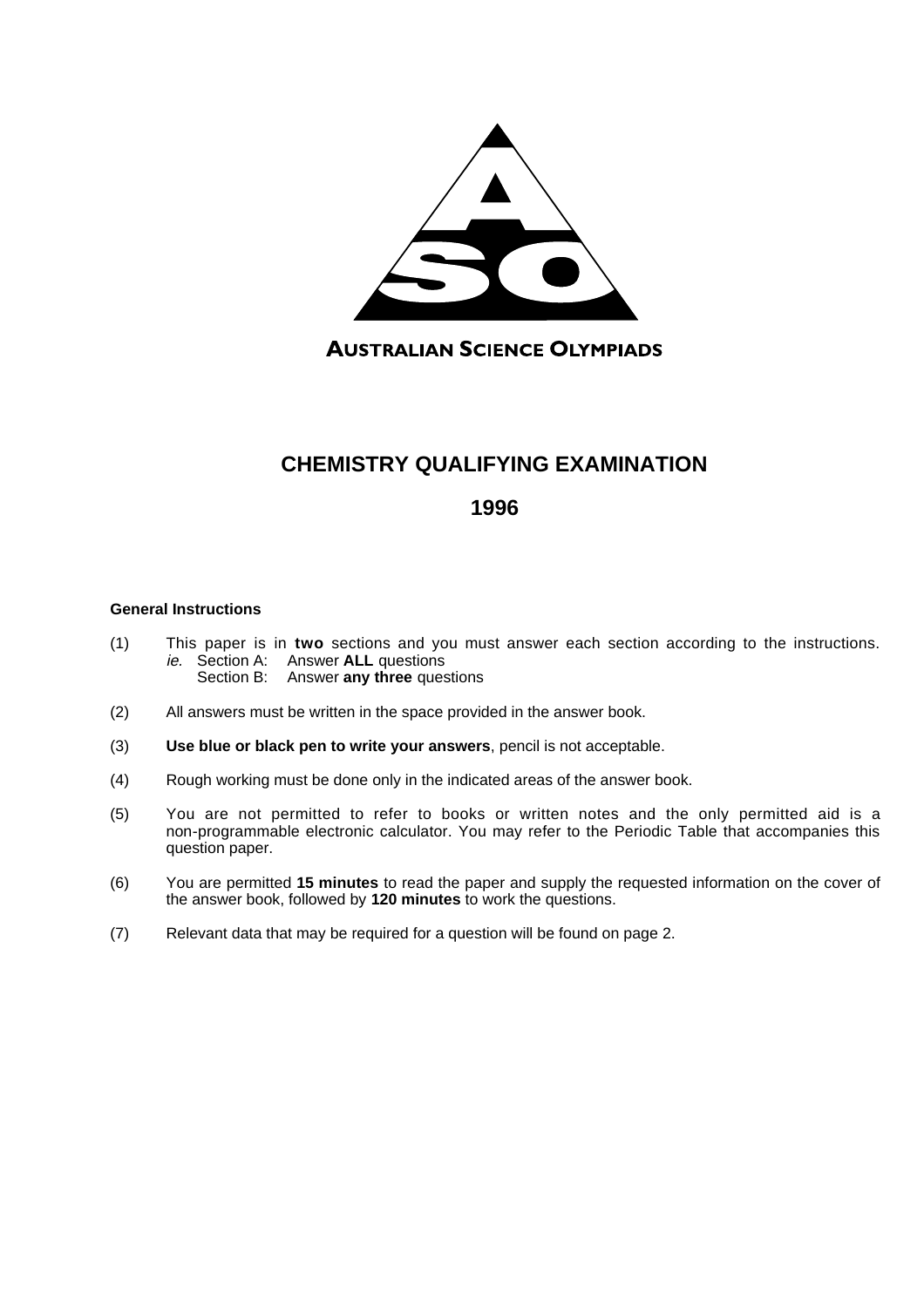**AUSTRALIAN SCIENCE OLYMPIADS**

# CHEMISTRY QUALIFYING EXAMINATION

## 1996

**General Instructions**

(1) This paper is in **two** sections and you must answer each section according to the instructions.
*ie.* Section A: Answer **ALL** questions
Section B: Answer **any three** questions

(2) All answers must be written in the space provided in the answer book.

(3) **Use blue or black pen to write your answers**, pencil is not acceptable.

(4) Rough working must be done only in the indicated areas of the answer book.

(5) You are not permitted to refer to books or written notes and the only permitted aid is a non-programmable electronic calculator. You may refer to the Periodic Table that accompanies this question paper.

(6) You are permitted **15 minutes** to read the paper and supply the requested information on the cover of the answer book, followed by **120 minutes** to work the questions.

(7) Relevant data that may be required for a question will be found on page 2.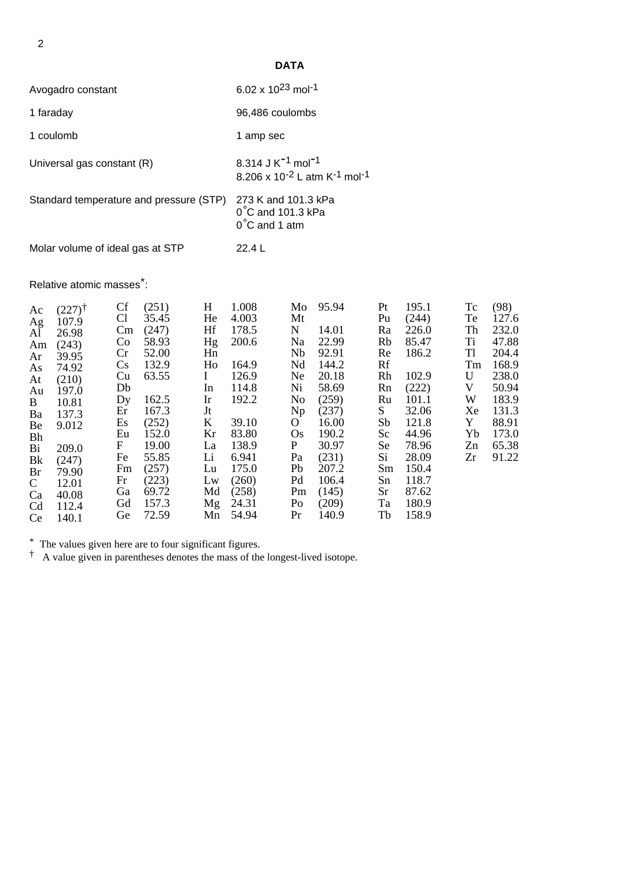## DATA

| | |
|---|---|
| Avogadro constant | $6.02 \times 10^{23}$ mol$^{-1}$ |
| 1 faraday | 96,486 coulombs |
| 1 coulomb | 1 amp sec |
| Universal gas constant (R) | 8.314 J K$^{-1}$ mol$^{-1}$<br>$8.206 \times 10^{-2}$ L atm K$^{-1}$ mol$^{-1}$ |
| Standard temperature and pressure (STP) | 273 K and 101.3 kPa<br>0˚C and 101.3 kPa<br>0˚C and 1 atm |
| Molar volume of ideal gas at STP | 22.4 L |

Relative atomic masses*:

| | | | | | | | | | | | |
|---|---|---|---|---|---|---|---|---|---|---|---|
| Ac | (227)† | Cf | (251) | H | 1.008 | Mo | 95.94 | Pt | 195.1 | Tc | (98) |
| Ag | 107.9 | Cl | 35.45 | He | 4.003 | Mt | | Pu | (244) | Te | 127.6 |
| Al | 26.98 | Cm | (247) | Hf | 178.5 | N | 14.01 | Ra | 226.0 | Th | 232.0 |
| Am | (243) | Co | 58.93 | Hg | 200.6 | Na | 22.99 | Rb | 85.47 | Ti | 47.88 |
| Ar | 39.95 | Cr | 52.00 | Hn | | Nb | 92.91 | Re | 186.2 | Tl | 204.4 |
| As | 74.92 | Cs | 132.9 | Ho | 164.9 | Nd | 144.2 | Rf | | Tm | 168.9 |
| At | (210) | Cu | 63.55 | I | 126.9 | Ne | 20.18 | Rh | 102.9 | U | 238.0 |
| Au | 197.0 | Db | | In | 114.8 | Ni | 58.69 | Rn | (222) | V | 50.94 |
| B | 10.81 | Dy | 162.5 | Ir | 192.2 | No | (259) | Ru | 101.1 | W | 183.9 |
| Ba | 137.3 | Er | 167.3 | Jt | | Np | (237) | S | 32.06 | Xe | 131.3 |
| Be | 9.012 | Es | (252) | K | 39.10 | O | 16.00 | Sb | 121.8 | Y | 88.91 |
| Bh | | Eu | 152.0 | Kr | 83.80 | Os | 190.2 | Sc | 44.96 | Yb | 173.0 |
| Bi | 209.0 | F | 19.00 | La | 138.9 | P | 30.97 | Se | 78.96 | Zn | 65.38 |
| Bk | (247) | Fe | 55.85 | Li | 6.941 | Pa | (231) | Si | 28.09 | Zr | 91.22 |
| Br | 79.90 | Fm | (257) | Lu | 175.0 | Pb | 207.2 | Sm | 150.4 | | |
| C | 12.01 | Fr | (223) | Lw | (260) | Pd | 106.4 | Sn | 118.7 | | |
| Ca | 40.08 | Ga | 69.72 | Md | (258) | Pm | (145) | Sr | 87.62 | | |
| Cd | 112.4 | Gd | 157.3 | Mg | 24.31 | Po | (209) | Ta | 180.9 | | |
| Ce | 140.1 | Ge | 72.59 | Mn | 54.94 | Pr | 140.9 | Tb | 158.9 | | |

* The values given here are to four significant figures.
† A value given in parentheses denotes the mass of the longest-lived isotope.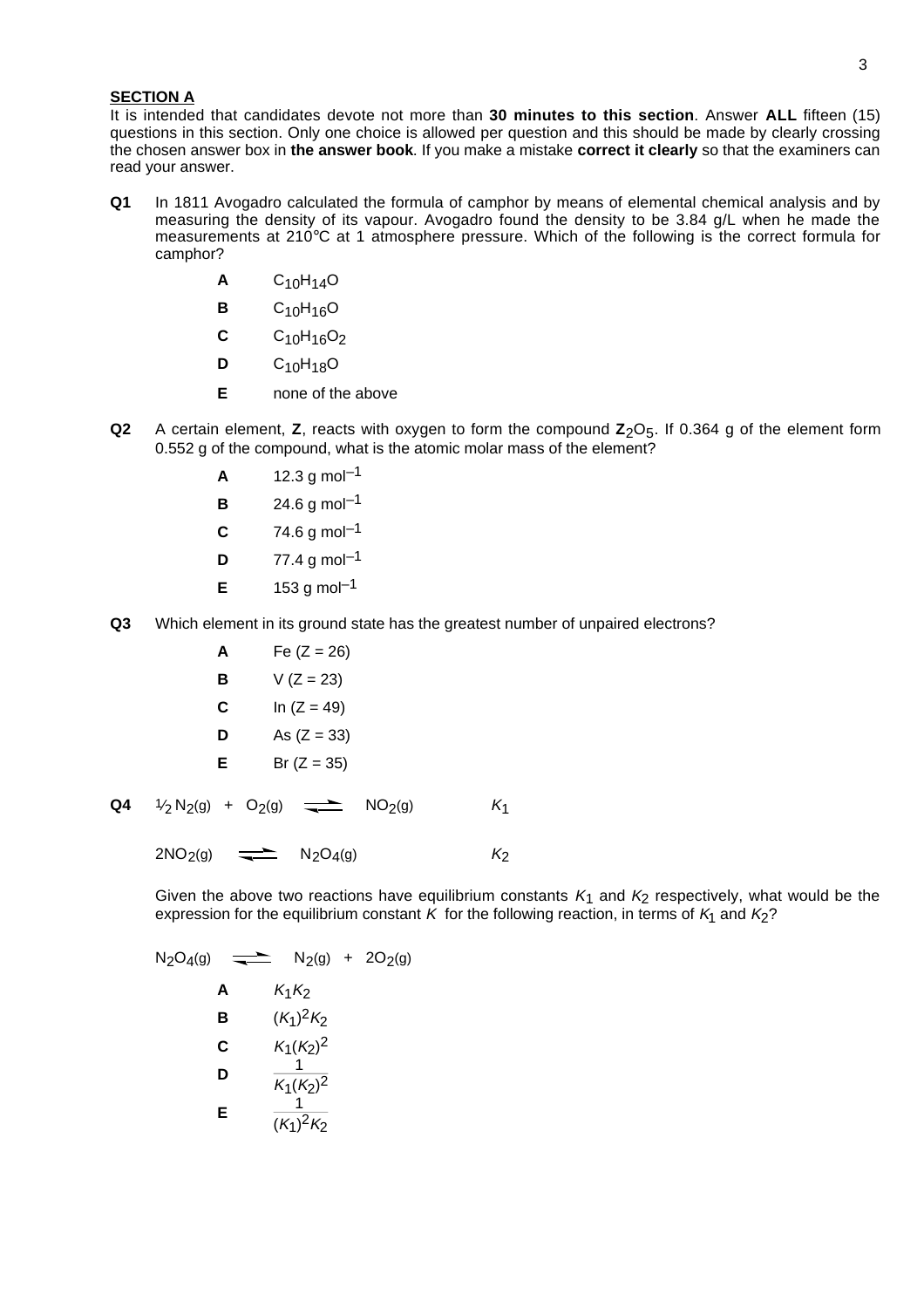**SECTION A**

It is intended that candidates devote not more than **30 minutes to this section**. Answer **ALL** fifteen (15) questions in this section. Only one choice is allowed per question and this should be made by clearly crossing the chosen answer box in **the answer book**. If you make a mistake **correct it clearly** so that the examiners can read your answer.

**Q1** In 1811 Avogadro calculated the formula of camphor by means of elemental chemical analysis and by measuring the density of its vapour. Avogadro found the density to be 3.84 g/L when he made the measurements at 210°C at 1 atmosphere pressure. Which of the following is the correct formula for camphor?

- **A** $C_{10}H_{14}O$
- **B** $C_{10}H_{16}O$
- **C** $C_{10}H_{16}O_2$
- **D** $C_{10}H_{18}O$
- **E** none of the above

**Q2** A certain element, **Z**, reacts with oxygen to form the compound $Z_2O_5$. If 0.364 g of the element form 0.552 g of the compound, what is the atomic molar mass of the element?

- **A** 12.3 g $mol^{-1}$
- **B** 24.6 g $mol^{-1}$
- **C** 74.6 g $mol^{-1}$
- **D** 77.4 g $mol^{-1}$
- **E** 153 g $mol^{-1}$

**Q3** Which element in its ground state has the greatest number of unpaired electrons?

- **A** Fe (Z = 26)
- **B** V (Z = 23)
- **C** In (Z = 49)
- **D** As (Z = 33)
- **E** Br (Z = 35)

**Q4**

$$\tfrac{1}{2}N_2(g) + O_2(g) \rightleftharpoons NO_2(g) \qquad K_1$$

$$2NO_2(g) \rightleftharpoons N_2O_4(g) \qquad K_2$$

Given the above two reactions have equilibrium constants $K_1$ and $K_2$ respectively, what would be the expression for the equilibrium constant $K$ for the following reaction, in terms of $K_1$ and $K_2$?

$$N_2O_4(g) \rightleftharpoons N_2(g) + 2O_2(g)$$

- **A** $K_1K_2$
- **B** $(K_1)^2K_2$
- **C** $K_1(K_2)^2$
- **D** $\dfrac{1}{K_1(K_2)^2}$
- **E** $\dfrac{1}{(K_1)^2K_2}$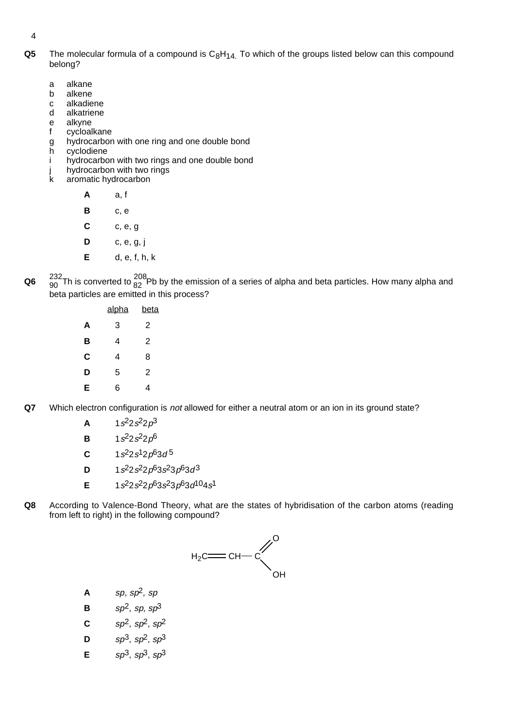**Q5** The molecular formula of a compound is $C_8H_{14}$. To which of the groups listed below can this compound belong?

- a alkane
- b alkene
- c alkadiene
- d alkatriene
- e alkyne
- f cycloalkane
- g hydrocarbon with one ring and one double bond
- h cyclodiene
- i hydrocarbon with two rings and one double bond
- j hydrocarbon with two rings
- k aromatic hydrocarbon

**A** a, f

**B** c, e

**C** c, e, g

**D** c, e, g, j

**E** d, e, f, h, k

**Q6** $^{232}_{90}Th$ is converted to $^{208}_{82}Pb$ by the emission of a series of alpha and beta particles. How many alpha and beta particles are emitted in this process?

| | alpha | beta |
|---|---|---|
| **A** | 3 | 2 |
| **B** | 4 | 2 |
| **C** | 4 | 8 |
| **D** | 5 | 2 |
| **E** | 6 | 4 |

**Q7** Which electron configuration is *not* allowed for either a neutral atom or an ion in its ground state?

**A** $1s^22s^22p^3$

**B** $1s^22s^22p^6$

**C** $1s^22s^12p^63d^5$

**D** $1s^22s^22p^63s^23p^63d^3$

**E** $1s^22s^22p^63s^23p^63d^{10}4s^1$

**Q8** According to Valence-Bond Theory, what are the states of hybridisation of the carbon atoms (reading from left to right) in the following compound?

$$H_2C{=}CH{-}C({=}O)OH$$

**A** $sp$, $sp^2$, $sp$

**B** $sp^2$, $sp$, $sp^3$

**C** $sp^2$, $sp^2$, $sp^2$

**D** $sp^3$, $sp^2$, $sp^3$

**E** $sp^3$, $sp^3$, $sp^3$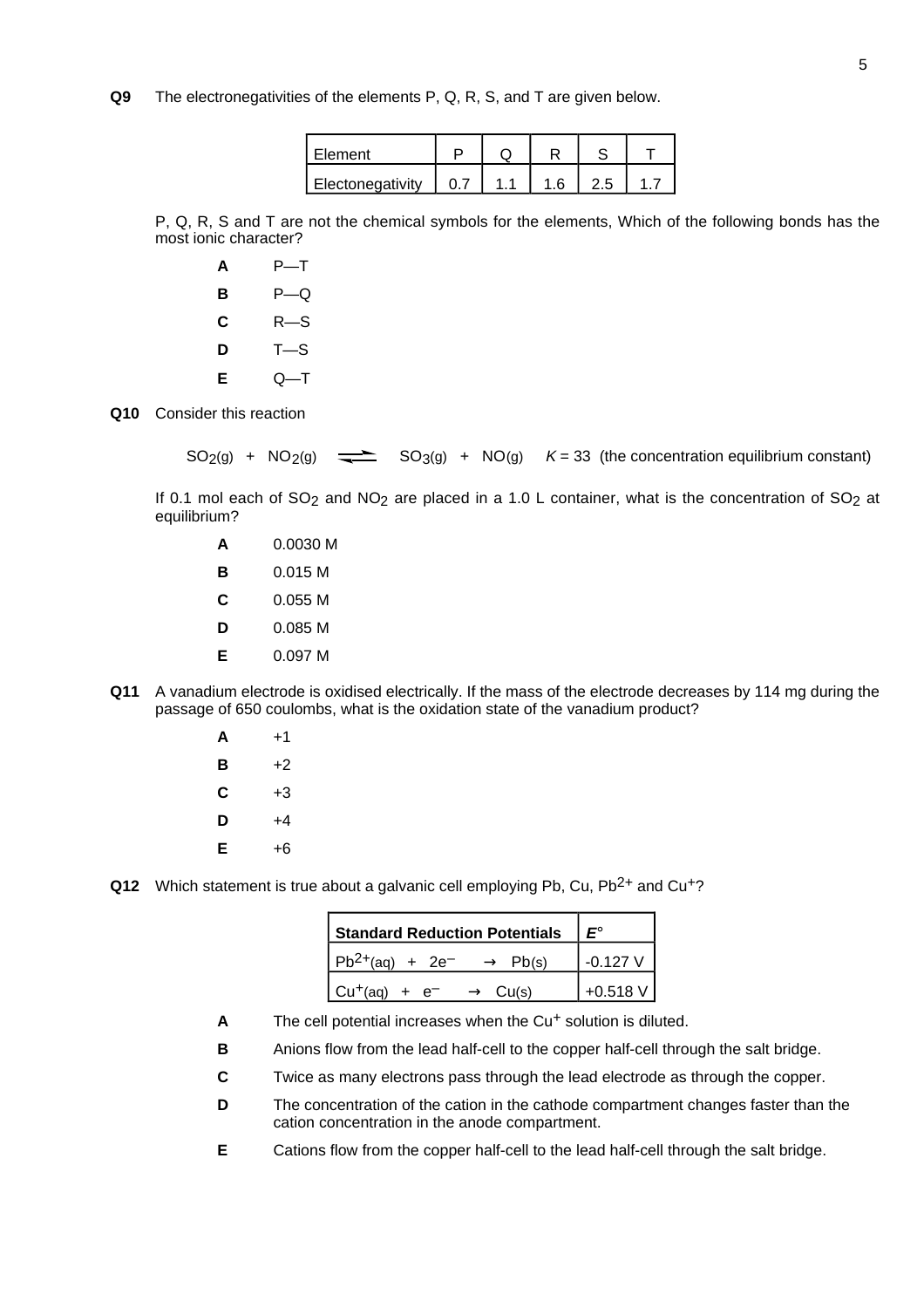**Q9** The electronegativities of the elements P, Q, R, S, and T are given below.

| Element | P | Q | R | S | T |
|---|---|---|---|---|---|
| Electonegativity | 0.7 | 1.1 | 1.6 | 2.5 | 1.7 |

P, Q, R, S and T are not the chemical symbols for the elements, Which of the following bonds has the most ionic character?

**A** P—T

**B** P—Q

**C** R—S

**D** T—S

**E** Q—T

**Q10** Consider this reaction

$$SO_2(g) + NO_2(g) \rightleftharpoons SO_3(g) + NO(g) \quad K = 33 \text{ (the concentration equilibrium constant)}$$

If 0.1 mol each of $SO_2$ and $NO_2$ are placed in a 1.0 L container, what is the concentration of $SO_2$ at equilibrium?

**A** 0.0030 M

**B** 0.015 M

**C** 0.055 M

**D** 0.085 M

**E** 0.097 M

**Q11** A vanadium electrode is oxidised electrically. If the mass of the electrode decreases by 114 mg during the passage of 650 coulombs, what is the oxidation state of the vanadium product?

**A** +1

**B** +2

**C** +3

**D** +4

**E** +6

**Q12** Which statement is true about a galvanic cell employing Pb, Cu, $Pb^{2+}$ and $Cu^{+}$?

| **Standard Reduction Potentials** | ***E*°** |
|---|---|
| $Pb^{2+}(aq) + 2e^{-} \rightarrow Pb(s)$ | -0.127 V |
| $Cu^{+}(aq) + e^{-} \rightarrow Cu(s)$ | +0.518 V |

**A** The cell potential increases when the $Cu^{+}$ solution is diluted.

**B** Anions flow from the lead half-cell to the copper half-cell through the salt bridge.

**C** Twice as many electrons pass through the lead electrode as through the copper.

**D** The concentration of the cation in the cathode compartment changes faster than the cation concentration in the anode compartment.

**E** Cations flow from the copper half-cell to the lead half-cell through the salt bridge.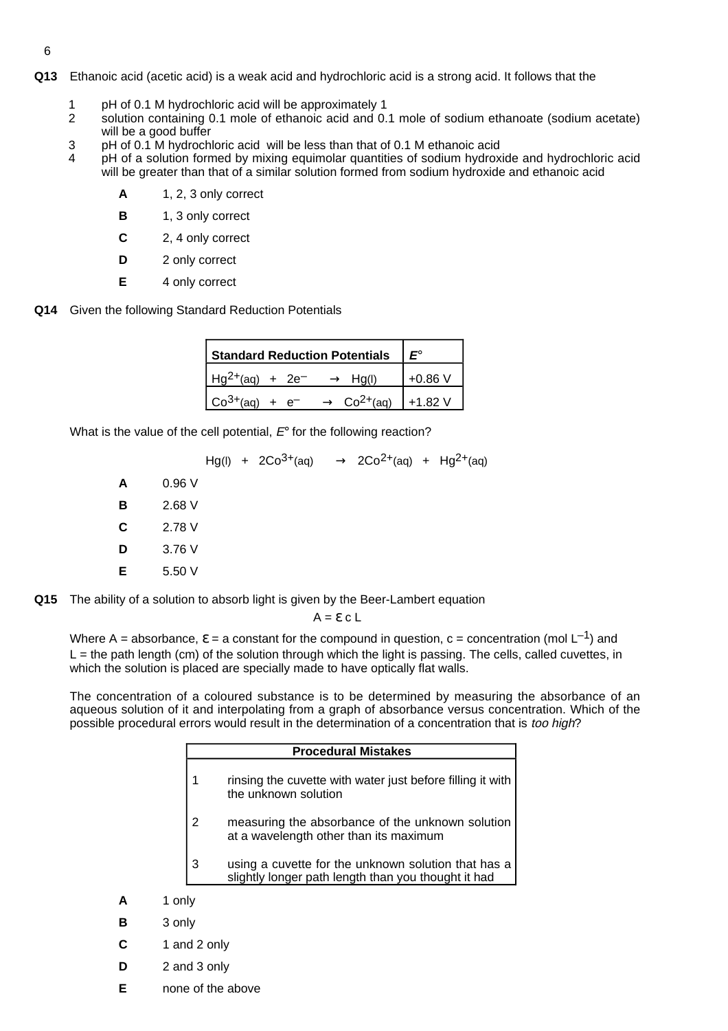**Q13** Ethanoic acid (acetic acid) is a weak acid and hydrochloric acid is a strong acid. It follows that the

1. pH of 0.1 M hydrochloric acid will be approximately 1
2. solution containing 0.1 mole of ethanoic acid and 0.1 mole of sodium ethanoate (sodium acetate) will be a good buffer
3. pH of 0.1 M hydrochloric acid will be less than that of 0.1 M ethanoic acid
4. pH of a solution formed by mixing equimolar quantities of sodium hydroxide and hydrochloric acid will be greater than that of a similar solution formed from sodium hydroxide and ethanoic acid

**A** 1, 2, 3 only correct

**B** 1, 3 only correct

**C** 2, 4 only correct

**D** 2 only correct

**E** 4 only correct

**Q14** Given the following Standard Reduction Potentials

| **Standard Reduction Potentials** | $E°$ |
|---|---|
| $Hg^{2+}(aq) + 2e^{-} \rightarrow Hg(l)$ | +0.86 V |
| $Co^{3+}(aq) + e^{-} \rightarrow Co^{2+}(aq)$ | +1.82 V |

What is the value of the cell potential, $E°$ for the following reaction?

$$Hg(l) + 2Co^{3+}(aq) \rightarrow 2Co^{2+}(aq) + Hg^{2+}(aq)$$

**A** 0.96 V

**B** 2.68 V

**C** 2.78 V

**D** 3.76 V

**E** 5.50 V

**Q15** The ability of a solution to absorb light is given by the Beer-Lambert equation

$$A = \varepsilon c L$$

Where A = absorbance, $\varepsilon$ = a constant for the compound in question, c = concentration (mol $L^{-1}$) and L = the path length (cm) of the solution through which the light is passing. The cells, called cuvettes, in which the solution is placed are specially made to have optically flat walls.

The concentration of a coloured substance is to be determined by measuring the absorbance of an aqueous solution of it and interpolating from a graph of absorbance versus concentration. Which of the possible procedural errors would result in the determination of a concentration that is *too high*?

| | **Procedural Mistakes** |
|---|---|
| 1 | rinsing the cuvette with water just before filling it with the unknown solution |
| 2 | measuring the absorbance of the unknown solution at a wavelength other than its maximum |
| 3 | using a cuvette for the unknown solution that has a slightly longer path length than you thought it had |

**A** 1 only

**B** 3 only

**C** 1 and 2 only

**D** 2 and 3 only

**E** none of the above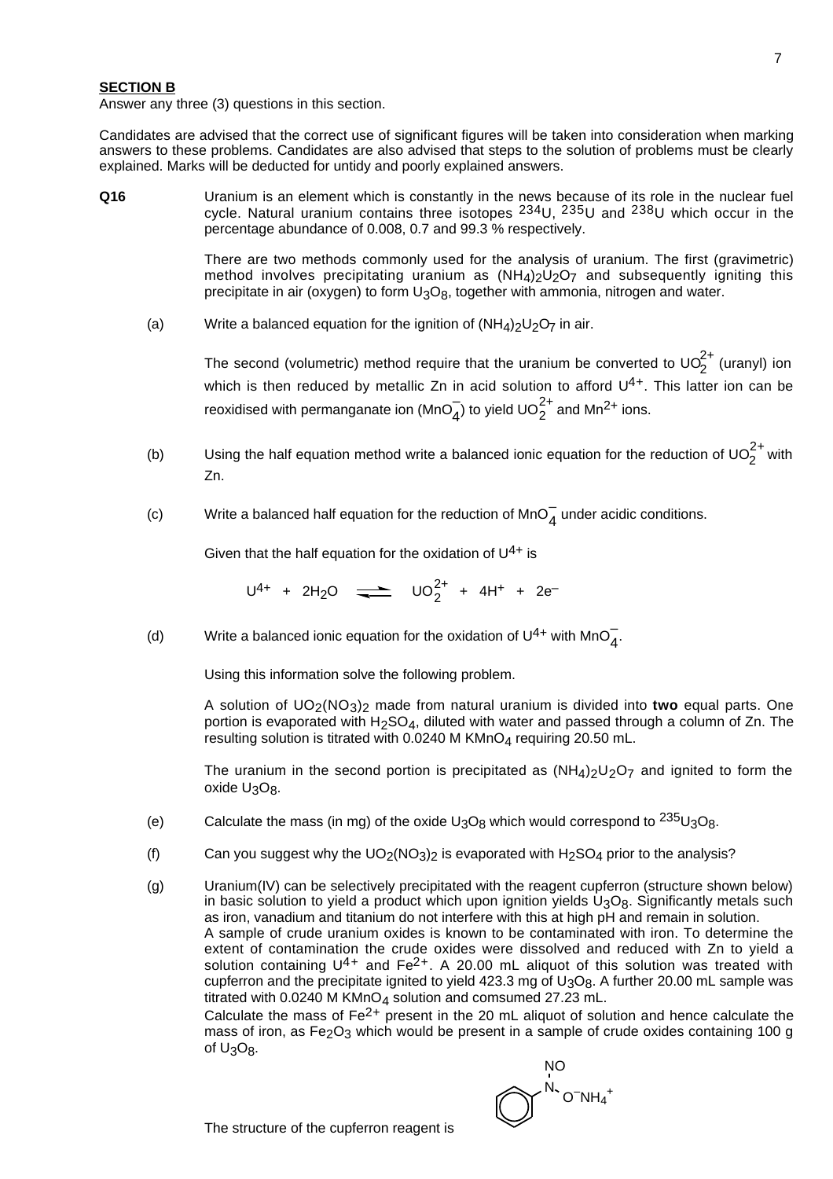**SECTION B**

Answer any three (3) questions in this section.

Candidates are advised that the correct use of significant figures will be taken into consideration when marking answers to these problems. Candidates are also advised that steps to the solution of problems must be clearly explained. Marks will be deducted for untidy and poorly explained answers.

**Q16** Uranium is an element which is constantly in the news because of its role in the nuclear fuel cycle. Natural uranium contains three isotopes $^{234}U$, $^{235}U$ and $^{238}U$ which occur in the percentage abundance of 0.008, 0.7 and 99.3 % respectively.

There are two methods commonly used for the analysis of uranium. The first (gravimetric) method involves precipitating uranium as $(NH_4)_2U_2O_7$ and subsequently igniting this precipitate in air (oxygen) to form $U_3O_8$, together with ammonia, nitrogen and water.

(a) Write a balanced equation for the ignition of $(NH_4)_2U_2O_7$ in air.

The second (volumetric) method require that the uranium be converted to $UO_2^{2+}$ (uranyl) ion which is then reduced by metallic Zn in acid solution to afford $U^{4+}$. This latter ion can be reoxidised with permanganate ion ($MnO_4^-$) to yield $UO_2^{2+}$ and $Mn^{2+}$ ions.

(b) Using the half equation method write a balanced ionic equation for the reduction of $UO_2^{2+}$ with Zn.

(c) Write a balanced half equation for the reduction of $MnO_4^-$ under acidic conditions.

Given that the half equation for the oxidation of $U^{4+}$ is

$$U^{4+} + 2H_2O \rightleftharpoons UO_2^{2+} + 4H^+ + 2e^-$$

(d) Write a balanced ionic equation for the oxidation of $U^{4+}$ with $MnO_4^-$.

Using this information solve the following problem.

A solution of $UO_2(NO_3)_2$ made from natural uranium is divided into **two** equal parts. One portion is evaporated with $H_2SO_4$, diluted with water and passed through a column of Zn. The resulting solution is titrated with 0.0240 M $KMnO_4$ requiring 20.50 mL.

The uranium in the second portion is precipitated as $(NH_4)_2U_2O_7$ and ignited to form the oxide $U_3O_8$.

(e) Calculate the mass (in mg) of the oxide $U_3O_8$ which would correspond to $^{235}U_3O_8$.

(f) Can you suggest why the $UO_2(NO_3)_2$ is evaporated with $H_2SO_4$ prior to the analysis?

(g) Uranium(IV) can be selectively precipitated with the reagent cupferron (structure shown below) in basic solution to yield a product which upon ignition yields $U_3O_8$. Significantly metals such as iron, vanadium and titanium do not interfere with this at high pH and remain in solution.
A sample of crude uranium oxides is known to be contaminated with iron. To determine the extent of contamination the crude oxides were dissolved and reduced with Zn to yield a solution containing $U^{4+}$ and $Fe^{2+}$. A 20.00 mL aliquot of this solution was treated with cupferron and the precipitate ignited to yield 423.3 mg of $U_3O_8$. A further 20.00 mL sample was titrated with 0.0240 M $KMnO_4$ solution and comsumed 27.23 mL.
Calculate the mass of $Fe^{2+}$ present in the 20 mL aliquot of solution and hence calculate the mass of iron, as $Fe_2O_3$ which would be present in a sample of crude oxides containing 100 g of $U_3O_8$.

The structure of the cupferron reagent is

$C_6H_5-N(NO)-O^-NH_4^+$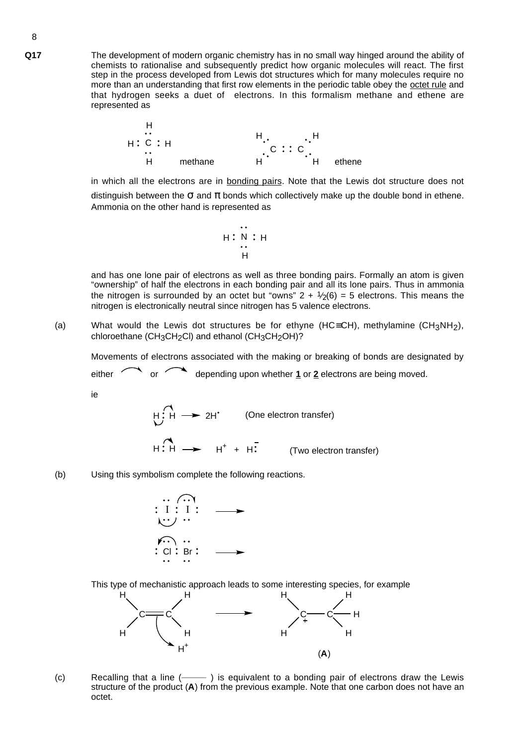**Q17** The development of modern organic chemistry has in no small way hinged around the ability of chemists to rationalise and subsequently predict how organic molecules will react. The first step in the process developed from Lewis dot structures which for many molecules require no more than an understanding that first row elements in the periodic table obey the <u>octet rule</u> and that hydrogen seeks a duet of electrons. In this formalism methane and ethene are represented as

```
    H                      H         H
    ••                      •       •
H : C : H                    C : : C
    ••                      •       •
    H      methane         H         H     ethene
```

in which all the electrons are in <u>bonding pairs</u>. Note that the Lewis dot structure does not distinguish between the σ and π bonds which collectively make up the double bond in ethene. Ammonia on the other hand is represented as

```
    ••
H : N : H
    ••
    H
```

and has one lone pair of electrons as well as three bonding pairs. Formally an atom is given "ownership" of half the electrons in each bonding pair and all its lone pairs. Thus in ammonia the nitrogen is surrounded by an octet but "owns" $2 + \frac{1}{2}(6) = 5$ electrons. This means the nitrogen is electronically neutral since nitrogen has 5 valence electrons.

(a) What would the Lewis dot structures be for ethyne (HC≡CH), methylamine ($CH_3NH_2$), chloroethane ($CH_3CH_2Cl$) and ethanol ($CH_3CH_2OH$)?

Movements of electrons associated with the making or breaking of bonds are designated by either ⌒ (half-headed arrow) or ⌒ (full-headed arrow) depending upon whether **1** or **2** electrons are being moved.

ie

H : H ⟶ 2H• (One electron transfer)

H : H ⟶ $H^+$ + H:$^-$ (Two electron transfer)

(b) Using this symbolism complete the following reactions.

```
 ••   ••
: I : I :   ⟶
 ••   ••

 ••   ••
: Cl : Br :   ⟶
 ••   ••
```

This type of mechanistic approach leads to some interesting species, for example

```
H         H                 H         H
  \      /                   \       /
   C == C        ⟶            C  —  C — H
  /      \                   / +
H         H                 H         H
      ↘
        H⁺                       (A)
```

(c) Recalling that a line (——) is equivalent to a bonding pair of electrons draw the Lewis structure of the product (**A**) from the previous example. Note that one carbon does not have an octet.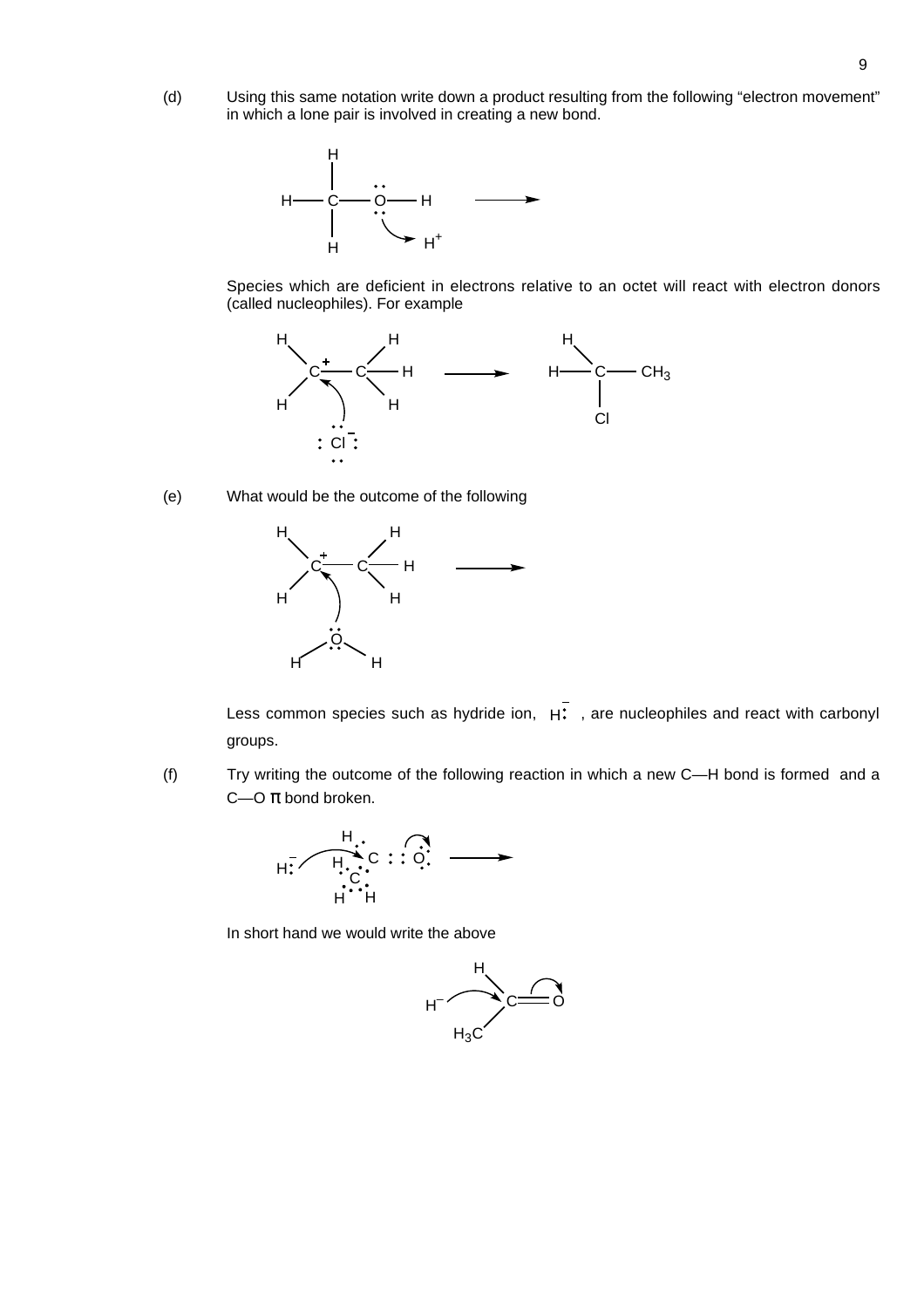(d) Using this same notation write down a product resulting from the following "electron movement" in which a lone pair is involved in creating a new bond.

Species which are deficient in electrons relative to an octet will react with electron donors (called nucleophiles). For example

(e) What would be the outcome of the following

Less common species such as hydride ion, $H:^-$ , are nucleophiles and react with carbonyl groups.

(f) Try writing the outcome of the following reaction in which a new C—H bond is formed and a C—O π bond broken.

In short hand we would write the above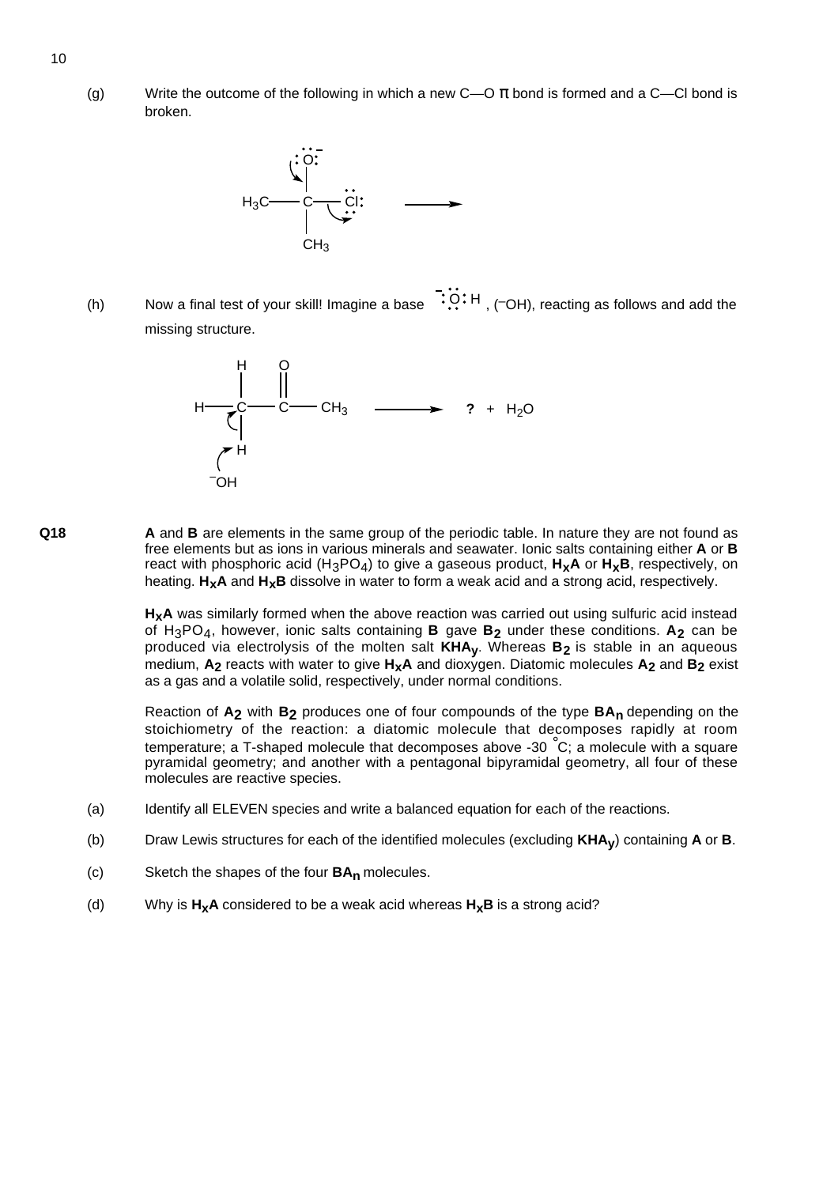(g) Write the outcome of the following in which a new C—O π bond is formed and a C—Cl bond is broken.

$$H_3C-C(O^-)(CH_3)-Cl \longrightarrow$$

(h) Now a final test of your skill! Imagine a base $^-$:Ö:H , ($^-$OH), reacting as follows and add the missing structure.

$$H-CH_2-C(=O)-CH_3 \;\; (+\ ^-OH) \longrightarrow \textbf{?} + H_2O$$

**Q18** **A** and **B** are elements in the same group of the periodic table. In nature they are not found as free elements but as ions in various minerals and seawater. Ionic salts containing either **A** or **B** react with phosphoric acid ($H_3PO_4$) to give a gaseous product, $\mathbf{H_xA}$ or $\mathbf{H_xB}$, respectively, on heating. $\mathbf{H_xA}$ and $\mathbf{H_xB}$ dissolve in water to form a weak acid and a strong acid, respectively.

$\mathbf{H_xA}$ was similarly formed when the above reaction was carried out using sulfuric acid instead of $H_3PO_4$, however, ionic salts containing **B** gave $\mathbf{B_2}$ under these conditions. $\mathbf{A_2}$ can be produced via electrolysis of the molten salt $\mathbf{KHA_y}$. Whereas $\mathbf{B_2}$ is stable in an aqueous medium, $\mathbf{A_2}$ reacts with water to give $\mathbf{H_xA}$ and dioxygen. Diatomic molecules $\mathbf{A_2}$ and $\mathbf{B_2}$ exist as a gas and a volatile solid, respectively, under normal conditions.

Reaction of $\mathbf{A_2}$ with $\mathbf{B_2}$ produces one of four compounds of the type $\mathbf{BA_n}$ depending on the stoichiometry of the reaction: a diatomic molecule that decomposes rapidly at room temperature; a T-shaped molecule that decomposes above -30 °C; a molecule with a square pyramidal geometry; and another with a pentagonal bipyramidal geometry, all four of these molecules are reactive species.

(a) Identify all ELEVEN species and write a balanced equation for each of the reactions.

(b) Draw Lewis structures for each of the identified molecules (excluding $\mathbf{KHA_y}$) containing **A** or **B**.

(c) Sketch the shapes of the four $\mathbf{BA_n}$ molecules.

(d) Why is $\mathbf{H_xA}$ considered to be a weak acid whereas $\mathbf{H_xB}$ is a strong acid?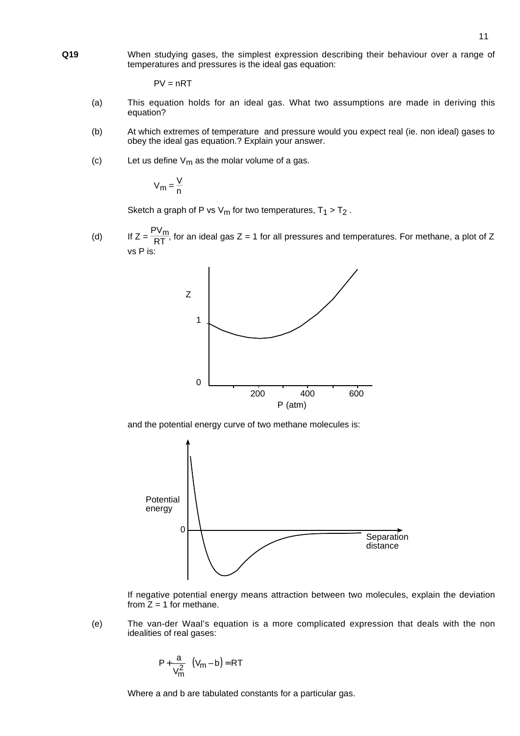**Q19** When studying gases, the simplest expression describing their behaviour over a range of temperatures and pressures is the ideal gas equation:

$$PV = nRT$$

(a) This equation holds for an ideal gas. What two assumptions are made in deriving this equation?

(b) At which extremes of temperature and pressure would you expect real (ie. non ideal) gases to obey the ideal gas equation.? Explain your answer.

(c) Let us define $V_m$ as the molar volume of a gas.

$$V_m = \frac{V}{n}$$

Sketch a graph of P vs $V_m$ for two temperatures, $T_1 > T_2$ .

(d) If $Z = \frac{PV_m}{RT}$, for an ideal gas Z = 1 for all pressures and temperatures. For methane, a plot of Z vs P is:

and the potential energy curve of two methane molecules is:

If negative potential energy means attraction between two molecules, explain the deviation from Z = 1 for methane.

(e) The van-der Waal's equation is a more complicated expression that deals with the non idealities of real gases:

$$\left(P + \frac{a}{V_m^2}\right)\left(V_m - b\right) = RT$$

Where a and b are tabulated constants for a particular gas.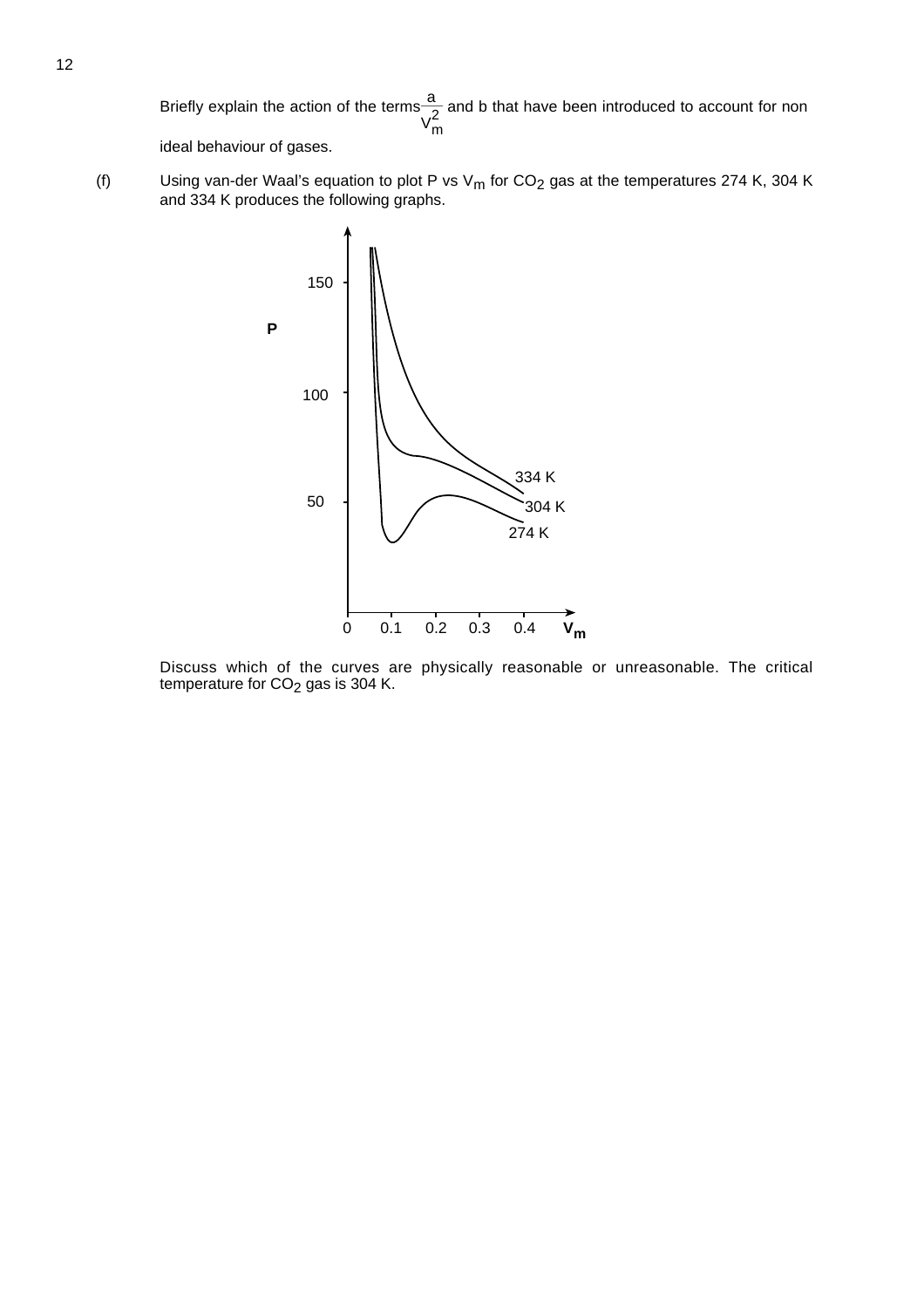Briefly explain the action of the terms $\frac{a}{V_m^2}$ and b that have been introduced to account for non ideal behaviour of gases.

(f) Using van-der Waal's equation to plot P vs $V_m$ for $CO_2$ gas at the temperatures 274 K, 304 K and 334 K produces the following graphs.

P

150

100

50

0

0.1

0.2

0.3

0.4

$V_m$

334 K

304 K

274 K

Discuss which of the curves are physically reasonable or unreasonable. The critical temperature for $CO_2$ gas is 304 K.